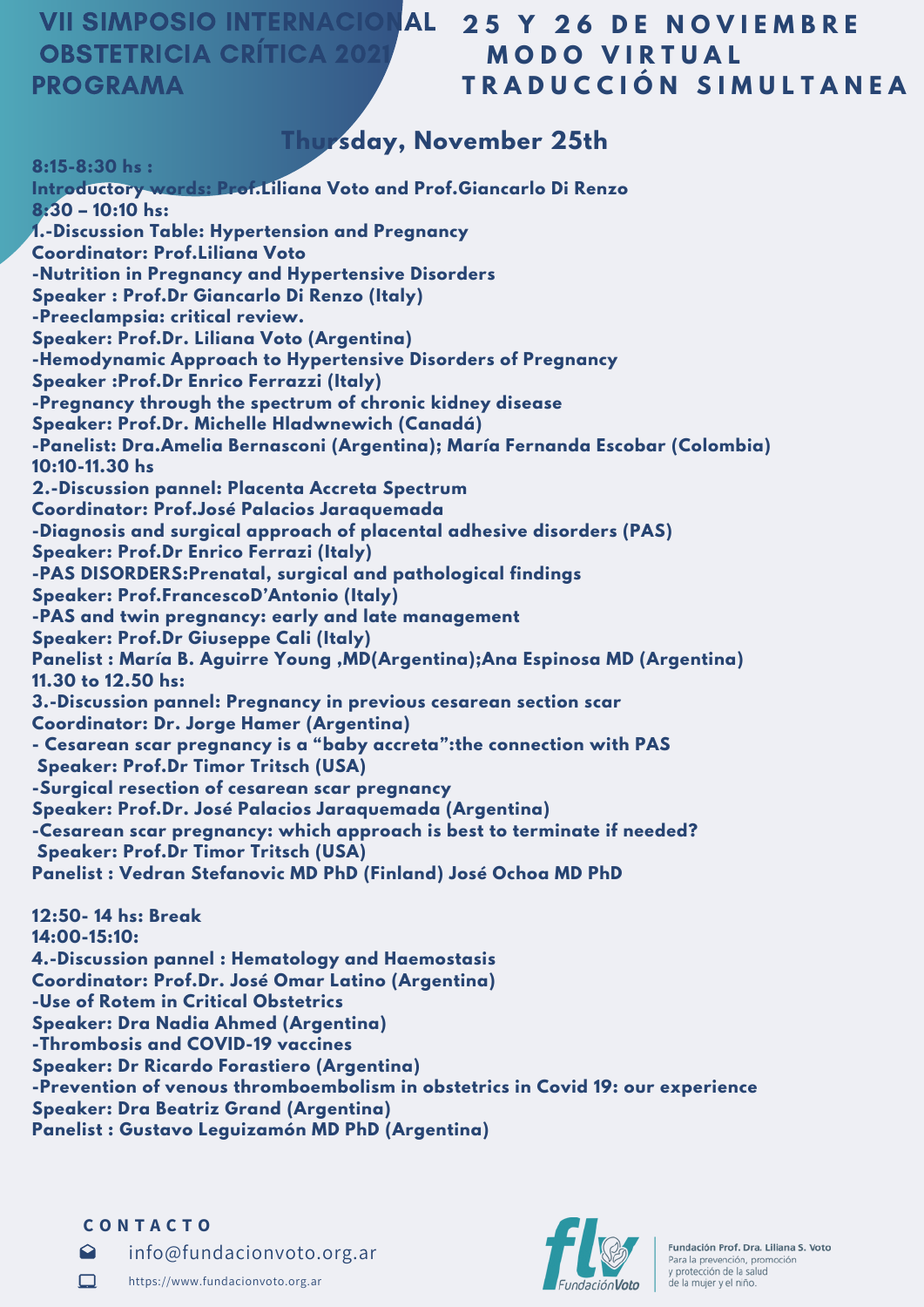# VII SIMPOSIO INTERNACIONAL OBSTETRICIA CRÍTICA 2021 PROGRAMA

**25 Y 26 DE NOVIEMBRE**
**MODO VIRTUAL**
**TRADUCCIÓN SIMULTANEA**

## Thursday, November 25th

**8:15-8:30 hs :**
**Introductory words: Prof.Liliana Voto and Prof.Giancarlo Di Renzo**
**8:30 – 10:10 hs:**
**1.-Discussion Table: Hypertension and Pregnancy**
**Coordinator: Prof.Liliana Voto**
**-Nutrition in Pregnancy and Hypertensive Disorders**
**Speaker : Prof.Dr Giancarlo Di Renzo (Italy)**
**-Preeclampsia: critical review.**
**Speaker: Prof.Dr. Liliana Voto (Argentina)**
**-Hemodynamic Approach to Hypertensive Disorders of Pregnancy**
**Speaker :Prof.Dr Enrico Ferrazzi (Italy)**
**-Pregnancy through the spectrum of chronic kidney disease**
**Speaker: Prof.Dr. Michelle Hladwnewich (Canadá)**
**-Panelist: Dra.Amelia Bernasconi (Argentina); María Fernanda Escobar (Colombia)**
**10:10-11.30 hs**
**2.-Discussion pannel: Placenta Accreta Spectrum**
**Coordinator: Prof.José Palacios Jaraquemada**
**-Diagnosis and surgical approach of placental adhesive disorders (PAS)**
**Speaker: Prof.Dr Enrico Ferrazi (Italy)**
**-PAS DISORDERS:Prenatal, surgical and pathological findings**
**Speaker: Prof.FrancescoD'Antonio (Italy)**
**-PAS and twin pregnancy: early and late management**
**Speaker: Prof.Dr Giuseppe Cali (Italy)**
**Panelist : María B. Aguirre Young ,MD(Argentina);Ana Espinosa MD (Argentina)**
**11.30 to 12.50 hs:**
**3.-Discussion pannel: Pregnancy in previous cesarean section scar**
**Coordinator: Dr. Jorge Hamer (Argentina)**
**- Cesarean scar pregnancy is a "baby accreta":the connection with PAS**
**Speaker: Prof.Dr Timor Tritsch (USA)**
**-Surgical resection of cesarean scar pregnancy**
**Speaker: Prof.Dr. José Palacios Jaraquemada (Argentina)**
**-Cesarean scar pregnancy: which approach is best to terminate if needed?**
**Speaker: Prof.Dr Timor Tritsch (USA)**
**Panelist : Vedran Stefanovic MD PhD (Finland) José Ochoa MD PhD**

**12:50- 14 hs: Break**
**14:00-15:10:**
**4.-Discussion pannel : Hematology and Haemostasis**
**Coordinator: Prof.Dr. José Omar Latino (Argentina)**
**-Use of Rotem in Critical Obstetrics**
**Speaker: Dra Nadia Ahmed (Argentina)**
**-Thrombosis and COVID-19 vaccines**
**Speaker: Dr Ricardo Forastiero (Argentina)**
**-Prevention of venous thromboembolism in obstetrics in Covid 19: our experience**
**Speaker: Dra Beatriz Grand (Argentina)**
**Panelist : Gustavo Leguizamón MD PhD (Argentina)**

**CONTACTO**
info@fundacionvoto.org.ar
https://www.fundacionvoto.org.ar

Fundación Prof. Dra. Liliana S. Voto
Para la prevención, promoción y protección de la salud de la mujer y el niño.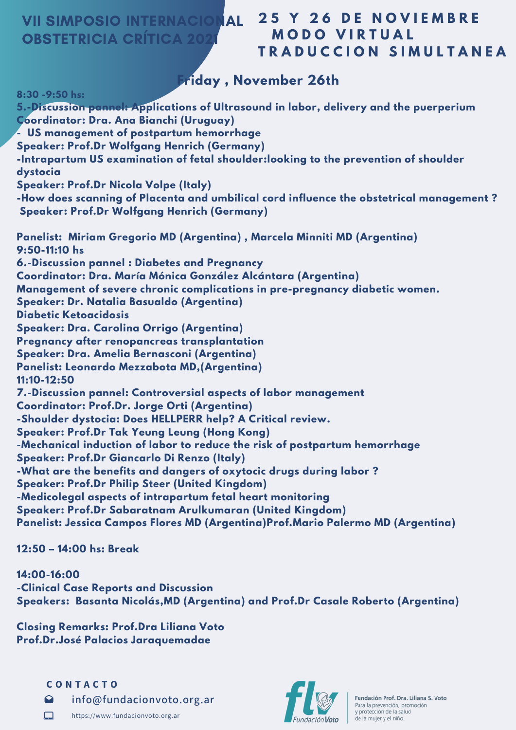# VII SIMPOSIO INTERNACIONAL OBSTETRICIA CRÍTICA 2021

**25 Y 26 DE NOVIEMBRE**
**MODO VIRTUAL**
**TRADUCCION SIMULTANEA**

## Friday , November 26th

**8:30 -9:50 hs:**
**5.-Discussion pannel: Applications of Ultrasound in labor, delivery and the puerperium**
**Coordinator: Dra. Ana Bianchi (Uruguay)**
**- US management of postpartum hemorrhage**
**Speaker: Prof.Dr Wolfgang Henrich (Germany)**
**-Intrapartum US examination of fetal shoulder:looking to the prevention of shoulder dystocia**
**Speaker: Prof.Dr Nicola Volpe (Italy)**
**-How does scanning of Placenta and umbilical cord influence the obstetrical management ?**
**Speaker: Prof.Dr Wolfgang Henrich (Germany)**

**Panelist: Miriam Gregorio MD (Argentina) , Marcela Minniti MD (Argentina)**
**9:50-11:10 hs**
**6.-Discussion pannel : Diabetes and Pregnancy**
**Coordinator: Dra. María Mónica González Alcántara (Argentina)**
**Management of severe chronic complications in pre-pregnancy diabetic women.**
**Speaker: Dr. Natalia Basualdo (Argentina)**
**Diabetic Ketoacidosis**
**Speaker: Dra. Carolina Orrigo (Argentina)**
**Pregnancy after renopancreas transplantation**
**Speaker: Dra. Amelia Bernasconi (Argentina)**
**Panelist: Leonardo Mezzabota MD,(Argentina)**
**11:10-12:50**
**7.-Discussion pannel: Controversial aspects of labor management**
**Coordinator: Prof.Dr. Jorge Orti (Argentina)**
**-Shoulder dystocia: Does HELLPERR help? A Critical review.**
**Speaker: Prof.Dr Tak Yeung Leung (Hong Kong)**
**-Mechanical induction of labor to reduce the risk of postpartum hemorrhage**
**Speaker: Prof.Dr Giancarlo Di Renzo (Italy)**
**-What are the benefits and dangers of oxytocic drugs during labor ?**
**Speaker: Prof.Dr Philip Steer (United Kingdom)**
**-Medicolegal aspects of intrapartum fetal heart monitoring**
**Speaker: Prof.Dr Sabaratnam Arulkumaran (United Kingdom)**
**Panelist: Jessica Campos Flores MD (Argentina)Prof.Mario Palermo MD (Argentina)**

**12:50 – 14:00 hs: Break**

**14:00-16:00**
**-Clinical Case Reports and Discussion**
**Speakers: Basanta Nicolás,MD (Argentina) and Prof.Dr Casale Roberto (Argentina)**

**Closing Remarks: Prof.Dra Liliana Voto**
**Prof.Dr.José Palacios Jaraquemadae**

**CONTACTO**

info@fundacionvoto.org.ar

https://www.fundacionvoto.org.ar

Fundación Voto

**Fundación Prof. Dra. Liliana S. Voto**
Para la prevención, promoción y protección de la salud de la mujer y el niño.